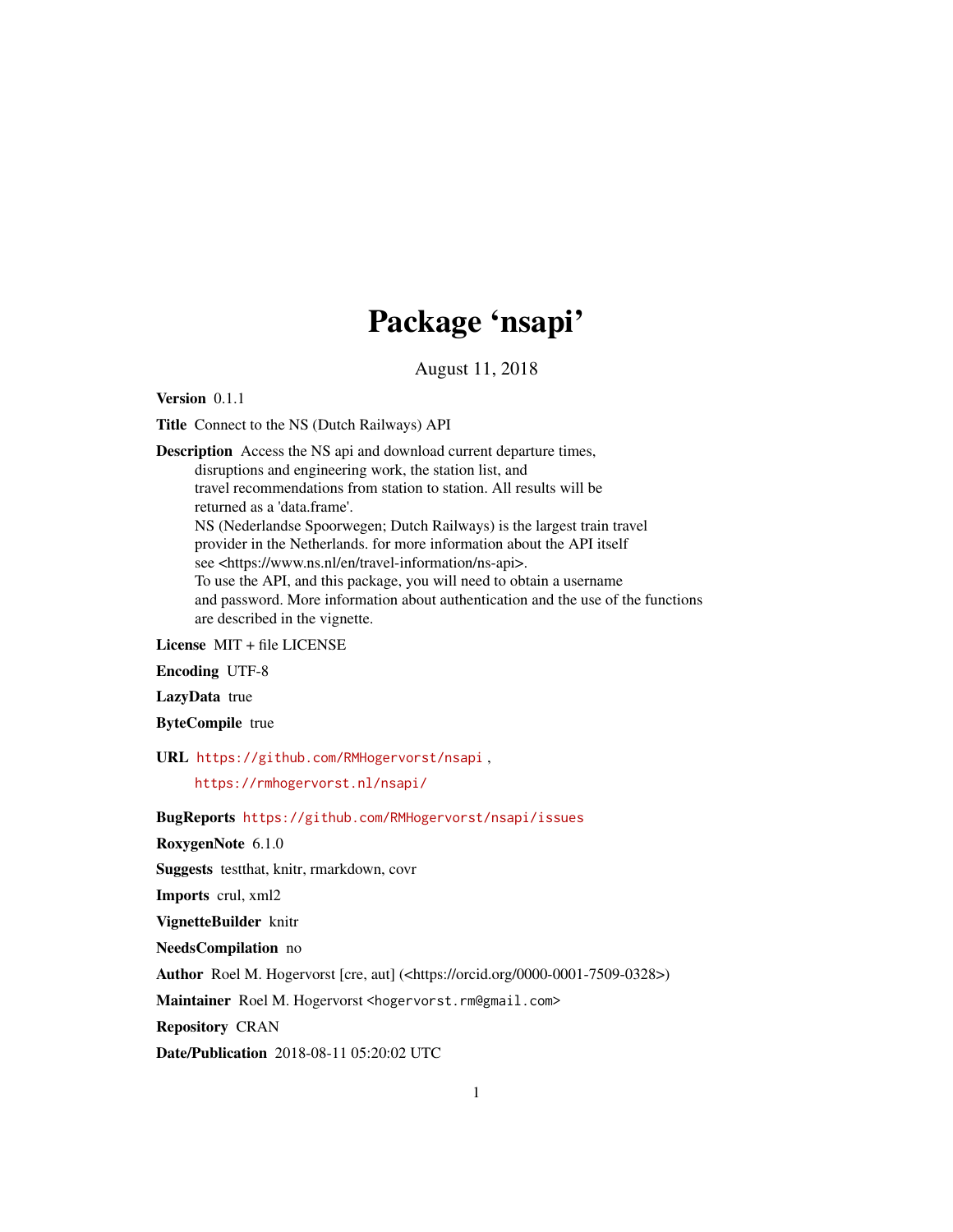# Package 'nsapi'

August 11, 2018

**Version** 0.1.1

**Title** Connect to the NS (Dutch Railways) API

**Description** Access the NS api and download current departure times, disruptions and engineering work, the station list, and travel recommendations from station to station. All results will be returned as a 'data.frame'. NS (Nederlandse Spoorwegen; Dutch Railways) is the largest train travel provider in the Netherlands. for more information about the API itself see <https://www.ns.nl/en/travel-information/ns-api>. To use the API, and this package, you will need to obtain a username and password. More information about authentication and the use of the functions are described in the vignette.

**License** MIT + file LICENSE

**Encoding** UTF-8

**LazyData** true

**ByteCompile** true

**URL** https://github.com/RMHogervorst/nsapi , https://rmhogervorst.nl/nsapi/

**BugReports** https://github.com/RMHogervorst/nsapi/issues

**RoxygenNote** 6.1.0

**Suggests** testthat, knitr, rmarkdown, covr

**Imports** crul, xml2

**VignetteBuilder** knitr

**NeedsCompilation** no

**Author** Roel M. Hogervorst [cre, aut] (<https://orcid.org/0000-0001-7509-0328>)

**Maintainer** Roel M. Hogervorst <hogervorst.rm@gmail.com>

**Repository** CRAN

**Date/Publication** 2018-08-11 05:20:02 UTC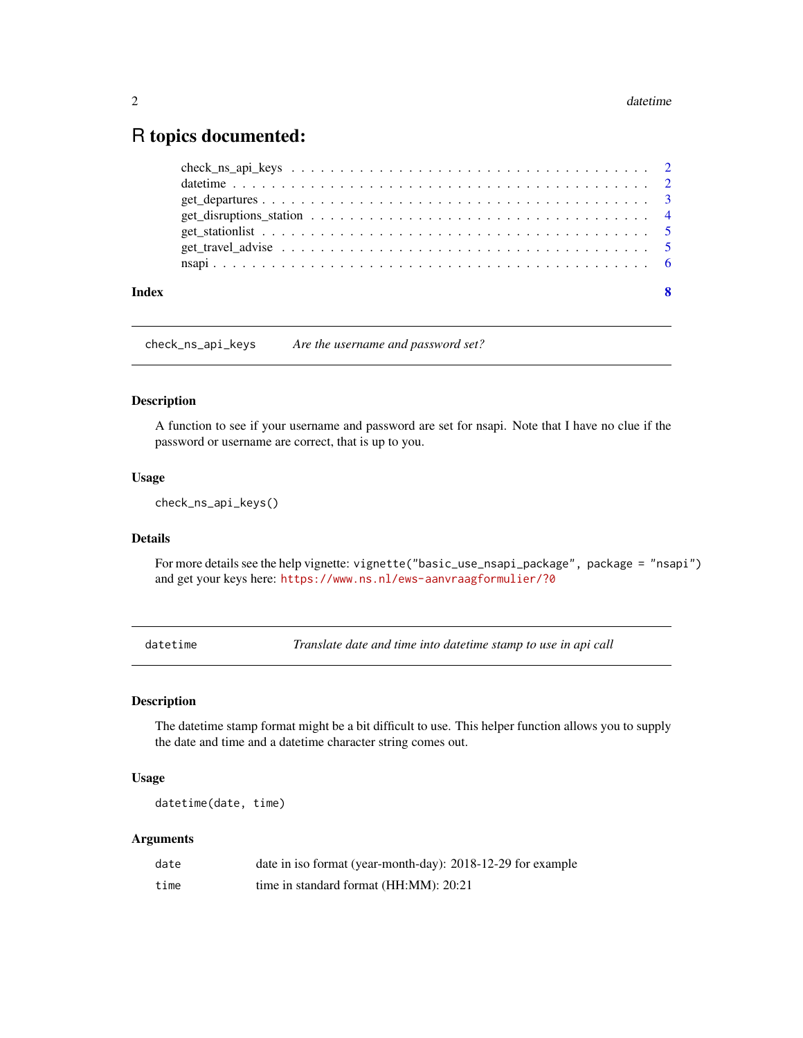# R topics documented:

- check_ns_api_keys . . . . . . . . . . . . . . . . . . . . . . . . . . . . . . . . . . . 2
- datetime . . . . . . . . . . . . . . . . . . . . . . . . . . . . . . . . . . . . . . . . . 2
- get_departures . . . . . . . . . . . . . . . . . . . . . . . . . . . . . . . . . . . . . 3
- get_disruptions_station . . . . . . . . . . . . . . . . . . . . . . . . . . . . . . . . 4
- get_stationlist . . . . . . . . . . . . . . . . . . . . . . . . . . . . . . . . . . . . . 5
- get_travel_advise . . . . . . . . . . . . . . . . . . . . . . . . . . . . . . . . . . . 5
- nsapi . . . . . . . . . . . . . . . . . . . . . . . . . . . . . . . . . . . . . . . . . . . 6

**Index** 8

---

## `check_ns_api_keys` — *Are the username and password set?*

### Description

A function to see if your username and password are set for nsapi. Note that I have no clue if the password or username are correct, that is up to you.

### Usage

```
check_ns_api_keys()
```

### Details

For more details see the help vignette: `vignette("basic_use_nsapi_package", package = "nsapi")` and get your keys here: https://www.ns.nl/ews-aanvraagformulier/?0

---

## `datetime` — *Translate date and time into datetime stamp to use in api call*

### Description

The datetime stamp format might be a bit difficult to use. This helper function allows you to supply the date and time and a datetime character string comes out.

### Usage

```
datetime(date, time)
```

### Arguments

| | |
|---|---|
| `date` | date in iso format (year-month-day): 2018-12-29 for example |
| `time` | time in standard format (HH:MM): 20:21 |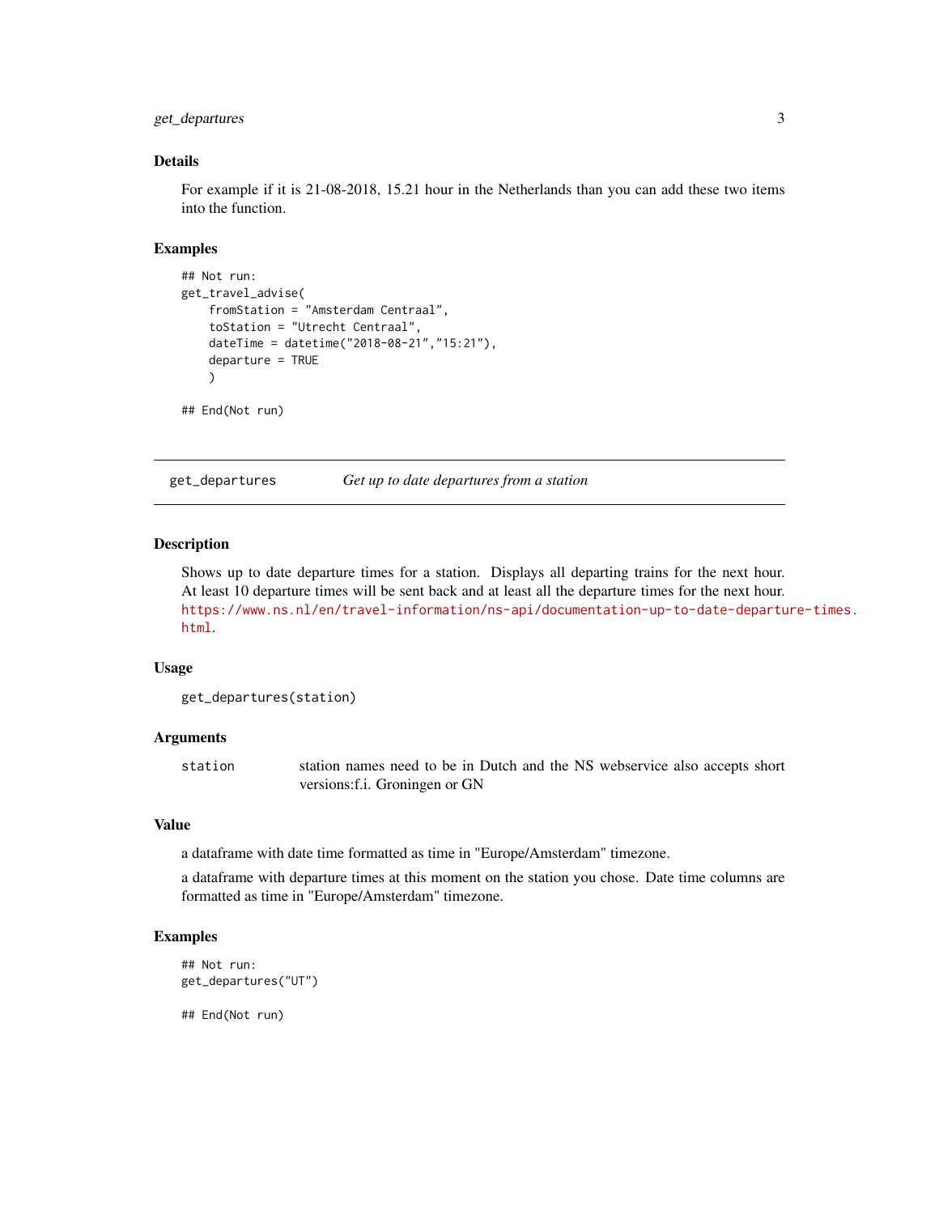### Details

For example if it is 21-08-2018, 15.21 hour in the Netherlands than you can add these two items into the function.

### Examples

```
## Not run:
get_travel_advise(
    fromStation = "Amsterdam Centraal",
    toStation = "Utrecht Centraal",
    dateTime = datetime("2018-08-21","15:21"),
    departure = TRUE
    )

## End(Not run)
```

---

## get_departures — *Get up to date departures from a station*

---

### Description

Shows up to date departure times for a station. Displays all departing trains for the next hour. At least 10 departure times will be sent back and at least all the departure times for the next hour. https://www.ns.nl/en/travel-information/ns-api/documentation-up-to-date-departure-times.html.

### Usage

```
get_departures(station)
```

### Arguments

| | |
|---|---|
| `station` | station names need to be in Dutch and the NS webservice also accepts short versions:f.i. Groningen or GN |

### Value

a dataframe with date time formatted as time in "Europe/Amsterdam" timezone.

a dataframe with departure times at this moment on the station you chose. Date time columns are formatted as time in "Europe/Amsterdam" timezone.

### Examples

```
## Not run:
get_departures("UT")

## End(Not run)
```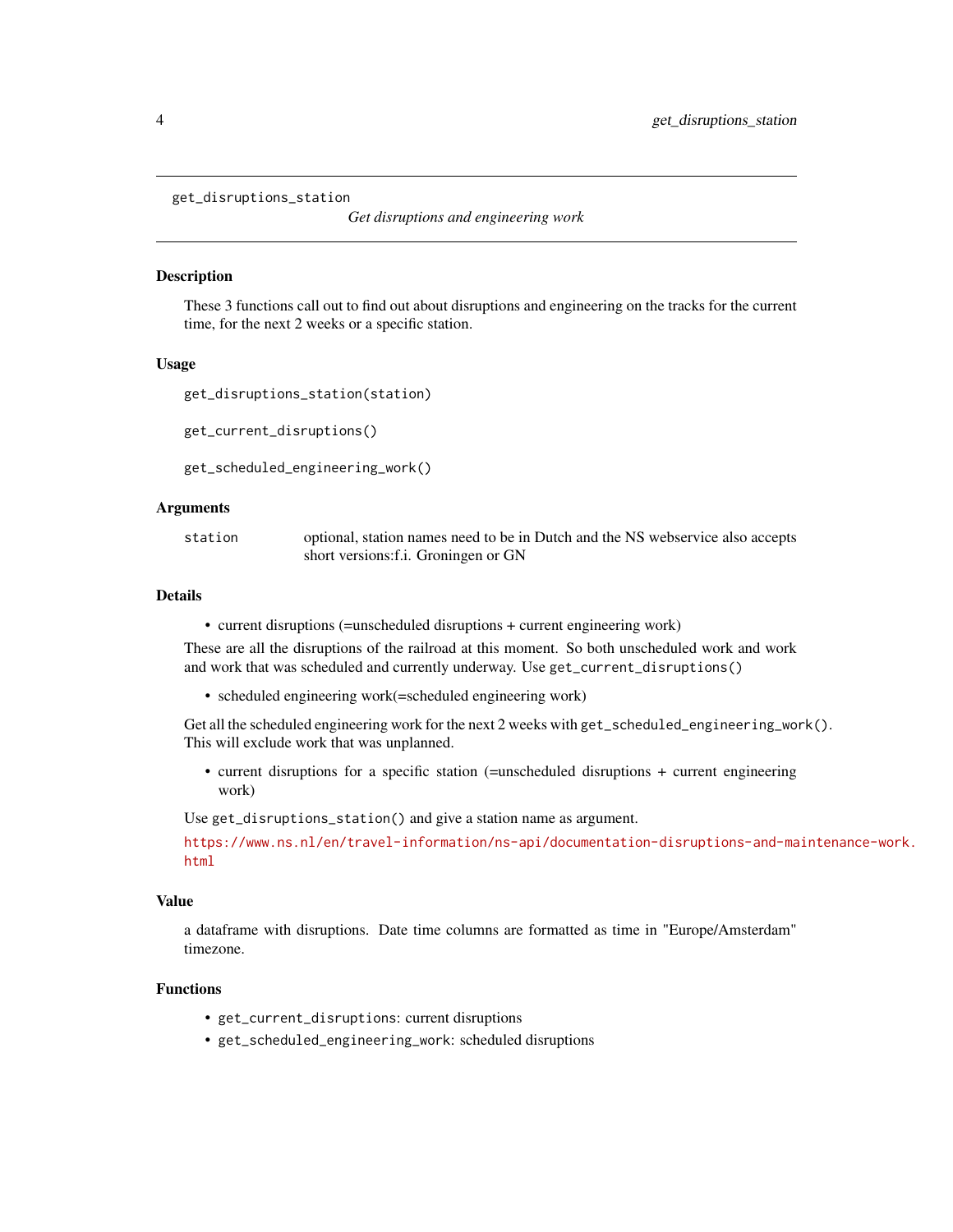# get_disruptions_station

*Get disruptions and engineering work*

## Description

These 3 functions call out to find out about disruptions and engineering on the tracks for the current time, for the next 2 weeks or a specific station.

## Usage

```
get_disruptions_station(station)

get_current_disruptions()

get_scheduled_engineering_work()
```

## Arguments

| | |
|---|---|
| `station` | optional, station names need to be in Dutch and the NS webservice also accepts short versions:f.i. Groningen or GN |

## Details

- current disruptions (=unscheduled disruptions + current engineering work)

These are all the disruptions of the railroad at this moment. So both unscheduled work and work and work that was scheduled and currently underway. Use `get_current_disruptions()`

- scheduled engineering work(=scheduled engineering work)

Get all the scheduled engineering work for the next 2 weeks with `get_scheduled_engineering_work()`. This will exclude work that was unplanned.

- current disruptions for a specific station (=unscheduled disruptions + current engineering work)

Use `get_disruptions_station()` and give a station name as argument.

https://www.ns.nl/en/travel-information/ns-api/documentation-disruptions-and-maintenance-work.html

## Value

a dataframe with disruptions. Date time columns are formatted as time in "Europe/Amsterdam" timezone.

## Functions

- `get_current_disruptions`: current disruptions
- `get_scheduled_engineering_work`: scheduled disruptions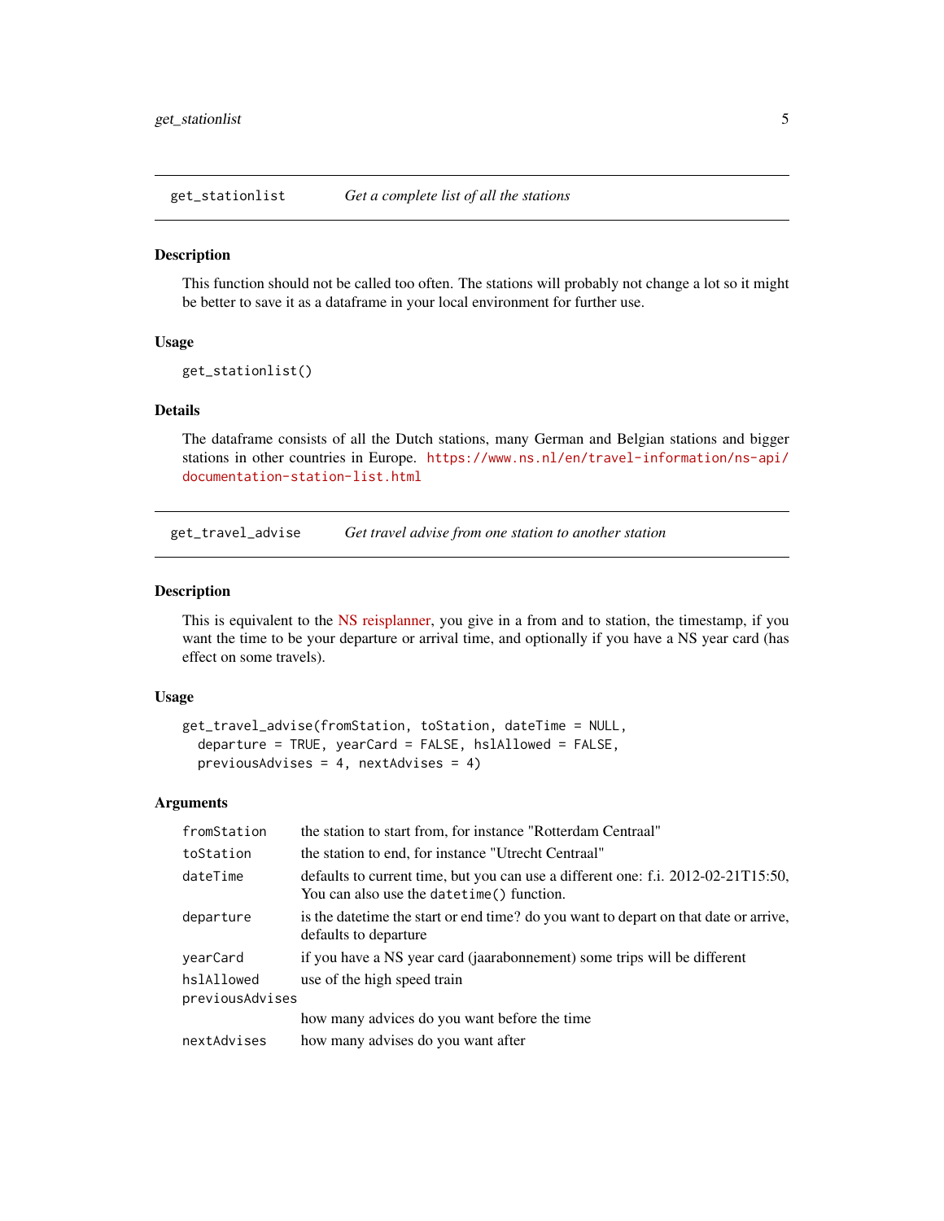## get_stationlist — *Get a complete list of all the stations*

### Description

This function should not be called too often. The stations will probably not change a lot so it might be better to save it as a dataframe in your local environment for further use.

### Usage

```
get_stationlist()
```

### Details

The dataframe consists of all the Dutch stations, many German and Belgian stations and bigger stations in other countries in Europe. https://www.ns.nl/en/travel-information/ns-api/documentation-station-list.html

## get_travel_advise — *Get travel advise from one station to another station*

### Description

This is equivalent to the NS reisplanner, you give in a from and to station, the timestamp, if you want the time to be your departure or arrival time, and optionally if you have a NS year card (has effect on some travels).

### Usage

```
get_travel_advise(fromStation, toStation, dateTime = NULL,
  departure = TRUE, yearCard = FALSE, hslAllowed = FALSE,
  previousAdvises = 4, nextAdvises = 4)
```

### Arguments

| Argument | Description |
|---|---|
| `fromStation` | the station to start from, for instance "Rotterdam Centraal" |
| `toStation` | the station to end, for instance "Utrecht Centraal" |
| `dateTime` | defaults to current time, but you can use a different one: f.i. 2012-02-21T15:50, You can also use the `datetime()` function. |
| `departure` | is the datetime the start or end time? do you want to depart on that date or arrive, defaults to departure |
| `yearCard` | if you have a NS year card (jaarabonnement) some trips will be different |
| `hslAllowed` | use of the high speed train |
| `previousAdvises` | how many advices do you want before the time |
| `nextAdvises` | how many advises do you want after |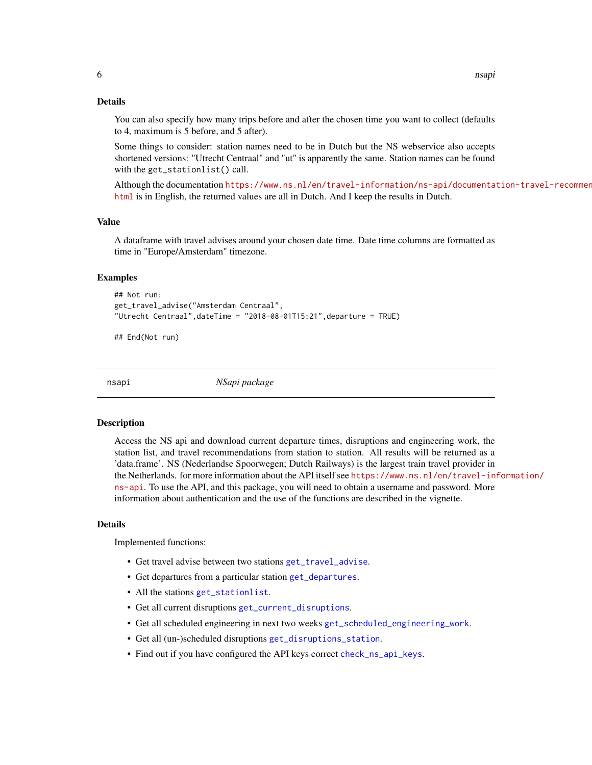## Details

You can also specify how many trips before and after the chosen time you want to collect (defaults to 4, maximum is 5 before, and 5 after).

Some things to consider: station names need to be in Dutch but the NS webservice also accepts shortened versions: "Utrecht Centraal" and "ut" is apparently the same. Station names can be found with the `get_stationlist()` call.

Although the documentation https://www.ns.nl/en/travel-information/ns-api/documentation-travel-recommen html is in English, the returned values are all in Dutch. And I keep the results in Dutch.

## Value

A dataframe with travel advises around your chosen date time. Date time columns are formatted as time in "Europe/Amsterdam" timezone.

## Examples

```
## Not run:
get_travel_advise("Amsterdam Centraal",
"Utrecht Centraal",dateTime = "2018-08-01T15:21",departure = TRUE)

## End(Not run)
```

---

# nsapi — *NSapi package*

## Description

Access the NS api and download current departure times, disruptions and engineering work, the station list, and travel recommendations from station to station. All results will be returned as a 'data.frame'. NS (Nederlandse Spoorwegen; Dutch Railways) is the largest train travel provider in the Netherlands. for more information about the API itself see https://www.ns.nl/en/travel-information/ns-api. To use the API, and this package, you will need to obtain a username and password. More information about authentication and the use of the functions are described in the vignette.

## Details

Implemented functions:

- Get travel advise between two stations `get_travel_advise`.
- Get departures from a particular station `get_departures`.
- All the stations `get_stationlist`.
- Get all current disruptions `get_current_disruptions`.
- Get all scheduled engineering in next two weeks `get_scheduled_engineering_work`.
- Get all (un-)scheduled disruptions `get_disruptions_station`.
- Find out if you have configured the API keys correct `check_ns_api_keys`.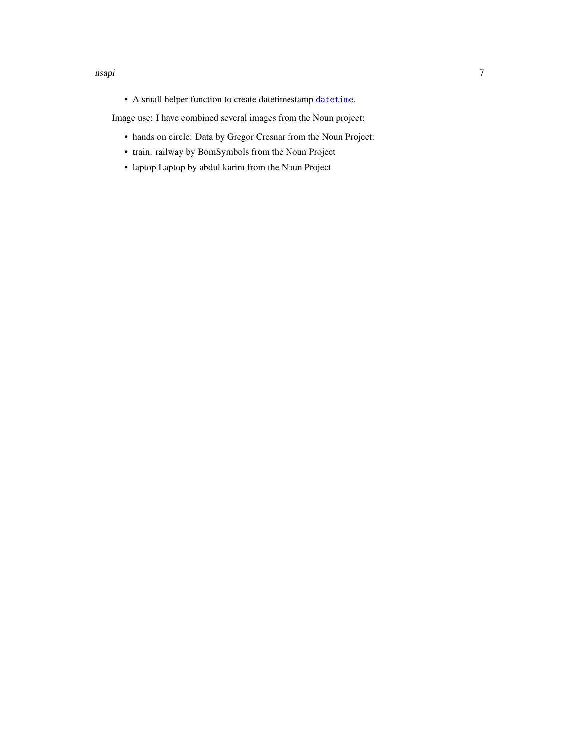- A small helper function to create datetimestamp `datetime`.

Image use: I have combined several images from the Noun project:

- hands on circle: Data by Gregor Cresnar from the Noun Project:
- train: railway by BomSymbols from the Noun Project
- laptop Laptop by abdul karim from the Noun Project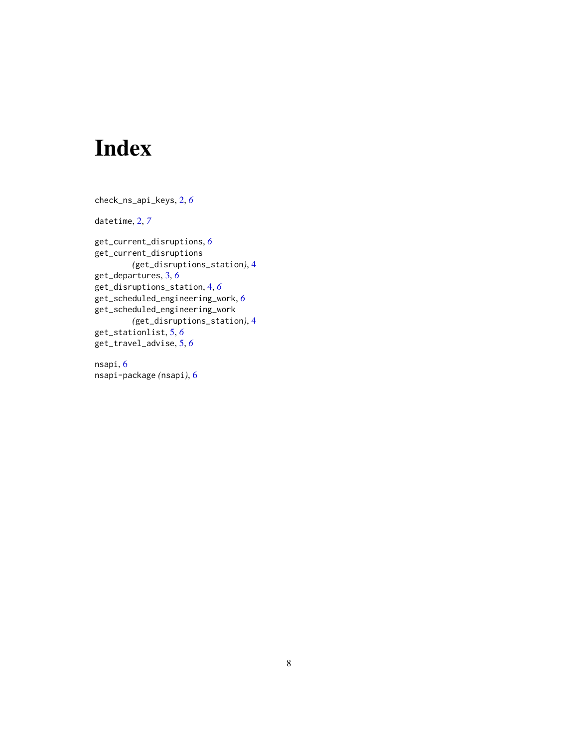# Index

check_ns_api_keys, 2, *6*

datetime, 2, *7*

get_current_disruptions, *6*
get_current_disruptions
        *(*get_disruptions_station*)*, 4
get_departures, 3, *6*
get_disruptions_station, 4, *6*
get_scheduled_engineering_work, *6*
get_scheduled_engineering_work
        *(*get_disruptions_station*)*, 4
get_stationlist, 5, *6*
get_travel_advise, 5, *6*

nsapi, 6
nsapi-package *(*nsapi*)*, 6